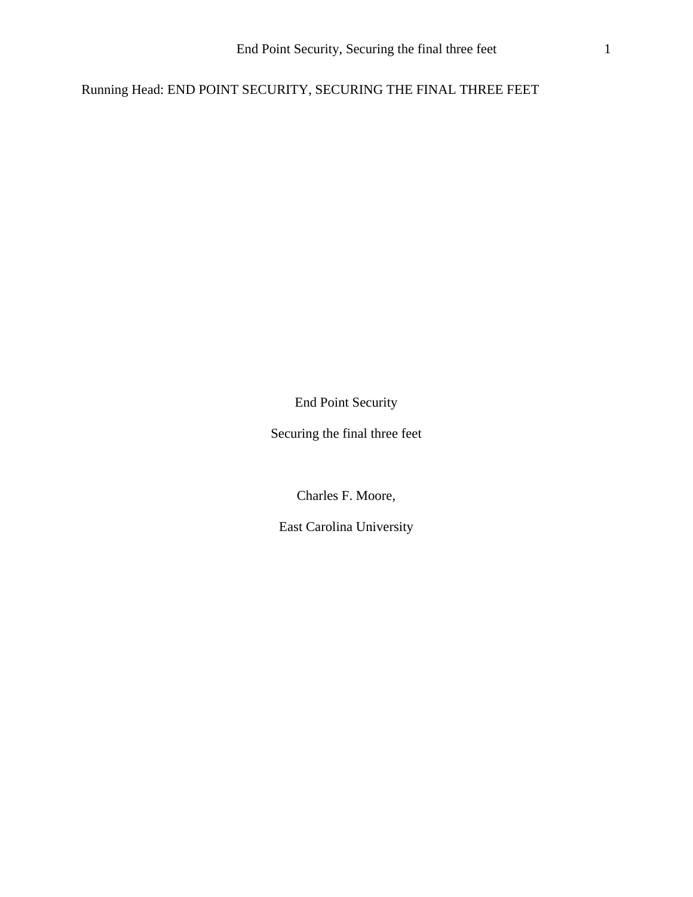Running Head: END POINT SECURITY, SECURING THE FINAL THREE FEET

# End Point Security

## Securing the final three feet

Charles F. Moore,

East Carolina University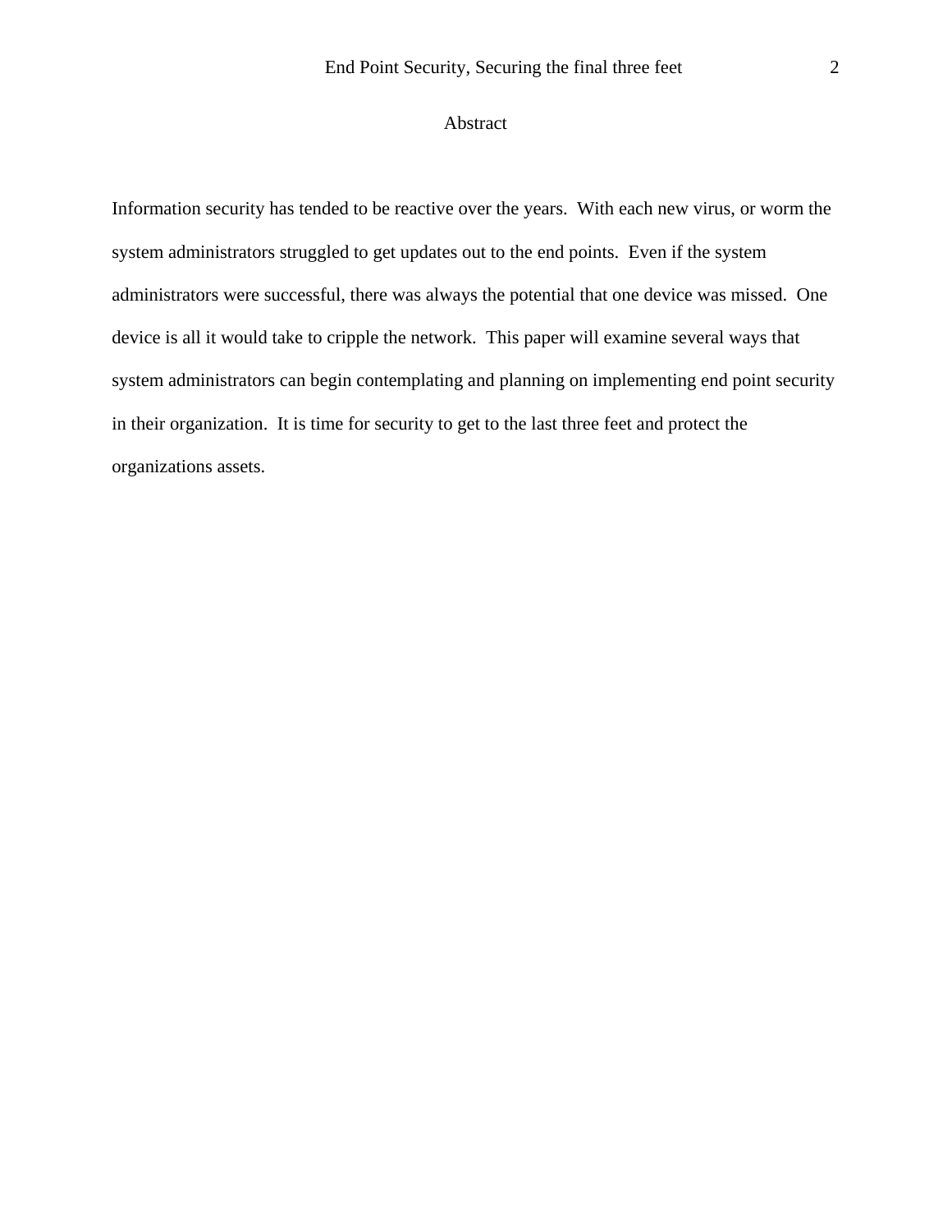# Abstract

Information security has tended to be reactive over the years. With each new virus, or worm the system administrators struggled to get updates out to the end points. Even if the system administrators were successful, there was always the potential that one device was missed. One device is all it would take to cripple the network. This paper will examine several ways that system administrators can begin contemplating and planning on implementing end point security in their organization. It is time for security to get to the last three feet and protect the organizations assets.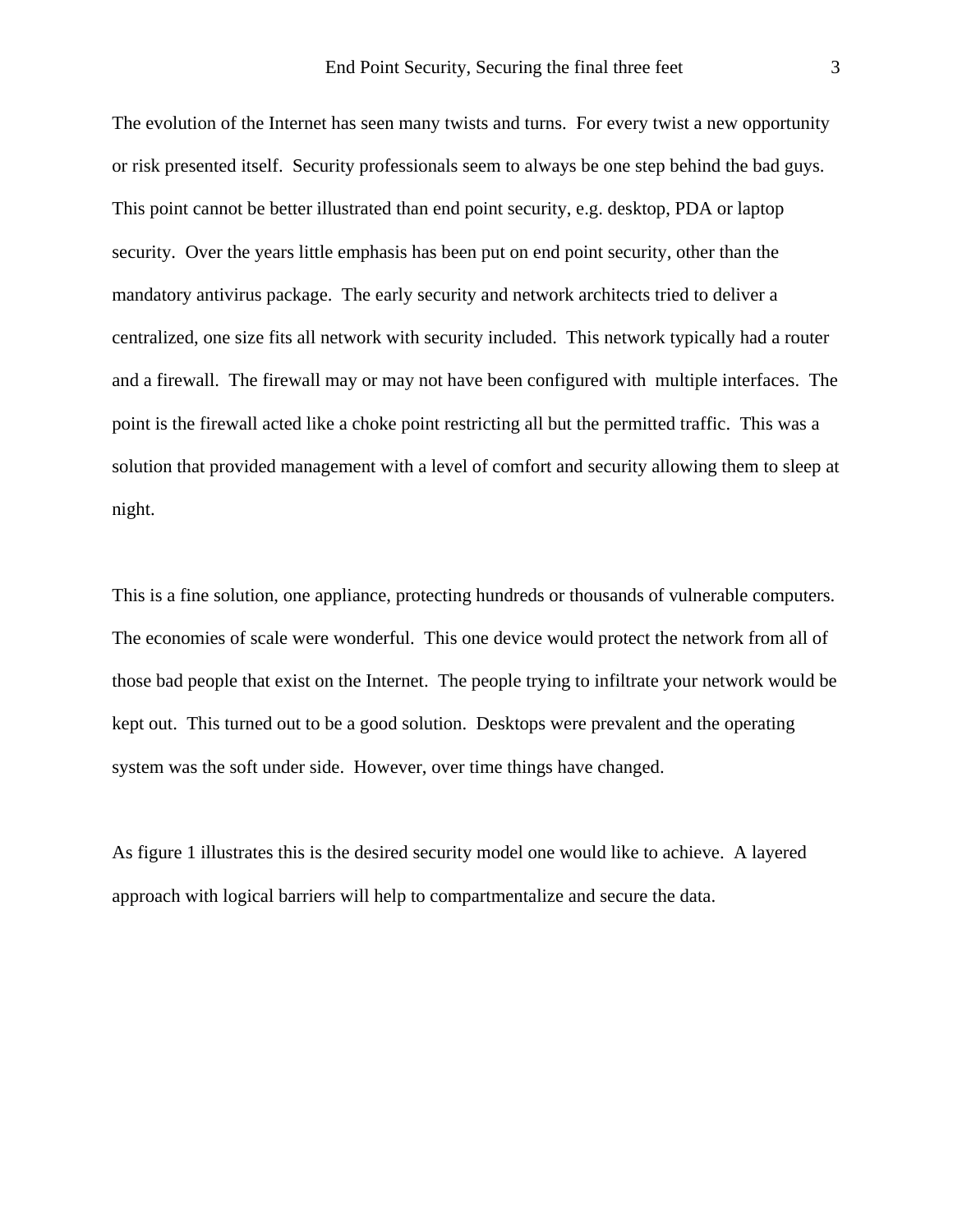The evolution of the Internet has seen many twists and turns. For every twist a new opportunity or risk presented itself. Security professionals seem to always be one step behind the bad guys. This point cannot be better illustrated than end point security, e.g. desktop, PDA or laptop security. Over the years little emphasis has been put on end point security, other than the mandatory antivirus package. The early security and network architects tried to deliver a centralized, one size fits all network with security included. This network typically had a router and a firewall. The firewall may or may not have been configured with multiple interfaces. The point is the firewall acted like a choke point restricting all but the permitted traffic. This was a solution that provided management with a level of comfort and security allowing them to sleep at night.

This is a fine solution, one appliance, protecting hundreds or thousands of vulnerable computers. The economies of scale were wonderful. This one device would protect the network from all of those bad people that exist on the Internet. The people trying to infiltrate your network would be kept out. This turned out to be a good solution. Desktops were prevalent and the operating system was the soft under side. However, over time things have changed.

As figure 1 illustrates this is the desired security model one would like to achieve. A layered approach with logical barriers will help to compartmentalize and secure the data.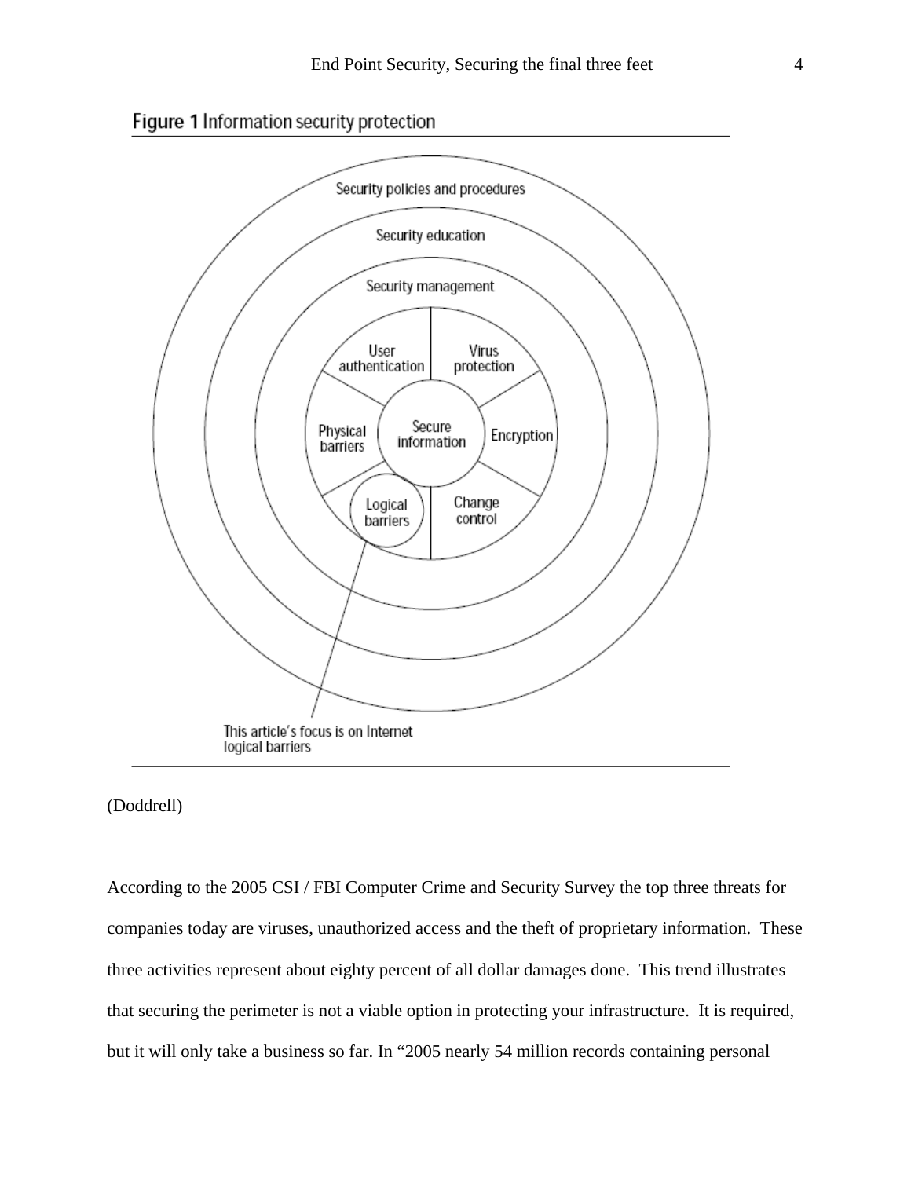**Figure 1** Information security protection

Security policies and procedures

Security education

Security management

User authentication

Virus protection

Physical barriers

Secure information

Encryption

Logical barriers

Change control

This article's focus is on Internet logical barriers

(Doddrell)

According to the 2005 CSI / FBI Computer Crime and Security Survey the top three threats for companies today are viruses, unauthorized access and the theft of proprietary information. These three activities represent about eighty percent of all dollar damages done. This trend illustrates that securing the perimeter is not a viable option in protecting your infrastructure. It is required, but it will only take a business so far. In "2005 nearly 54 million records containing personal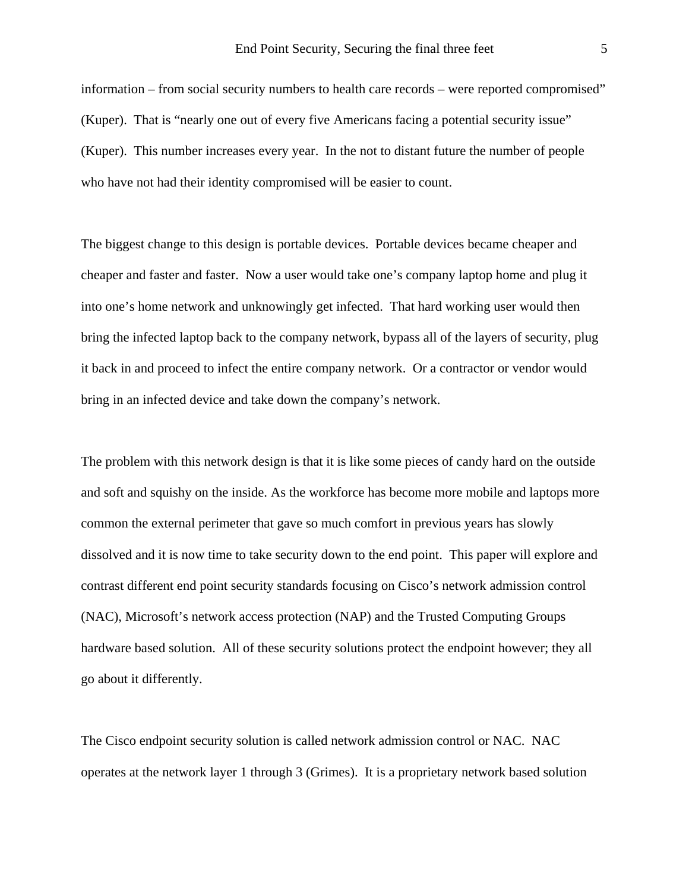information – from social security numbers to health care records – were reported compromised" (Kuper). That is "nearly one out of every five Americans facing a potential security issue" (Kuper). This number increases every year. In the not to distant future the number of people who have not had their identity compromised will be easier to count.

The biggest change to this design is portable devices. Portable devices became cheaper and cheaper and faster and faster. Now a user would take one's company laptop home and plug it into one's home network and unknowingly get infected. That hard working user would then bring the infected laptop back to the company network, bypass all of the layers of security, plug it back in and proceed to infect the entire company network. Or a contractor or vendor would bring in an infected device and take down the company's network.

The problem with this network design is that it is like some pieces of candy hard on the outside and soft and squishy on the inside. As the workforce has become more mobile and laptops more common the external perimeter that gave so much comfort in previous years has slowly dissolved and it is now time to take security down to the end point. This paper will explore and contrast different end point security standards focusing on Cisco's network admission control (NAC), Microsoft's network access protection (NAP) and the Trusted Computing Groups hardware based solution. All of these security solutions protect the endpoint however; they all go about it differently.

The Cisco endpoint security solution is called network admission control or NAC. NAC operates at the network layer 1 through 3 (Grimes). It is a proprietary network based solution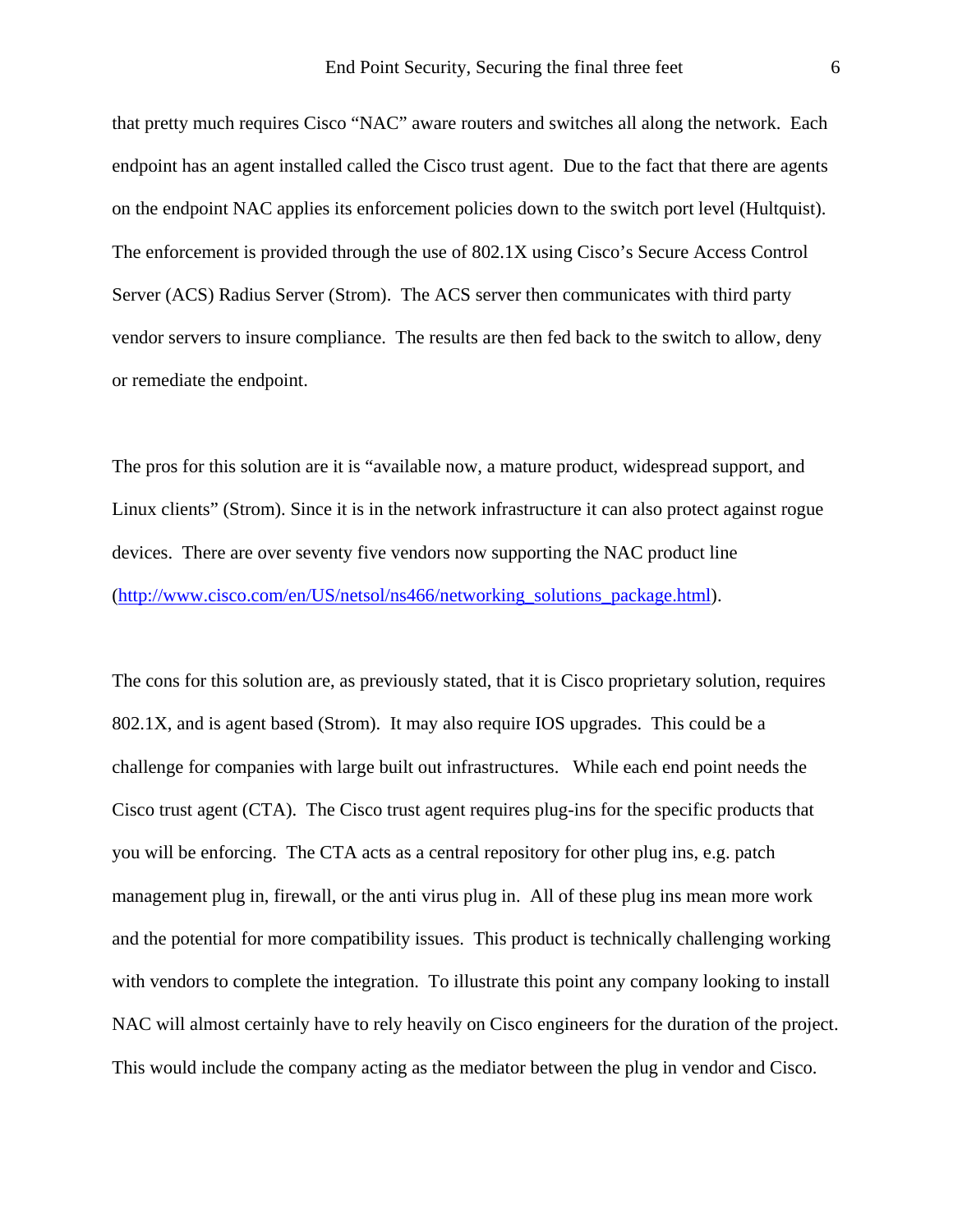that pretty much requires Cisco "NAC" aware routers and switches all along the network. Each endpoint has an agent installed called the Cisco trust agent. Due to the fact that there are agents on the endpoint NAC applies its enforcement policies down to the switch port level (Hultquist). The enforcement is provided through the use of 802.1X using Cisco's Secure Access Control Server (ACS) Radius Server (Strom). The ACS server then communicates with third party vendor servers to insure compliance. The results are then fed back to the switch to allow, deny or remediate the endpoint.

The pros for this solution are it is "available now, a mature product, widespread support, and Linux clients" (Strom). Since it is in the network infrastructure it can also protect against rogue devices. There are over seventy five vendors now supporting the NAC product line (http://www.cisco.com/en/US/netsol/ns466/networking_solutions_package.html).

The cons for this solution are, as previously stated, that it is Cisco proprietary solution, requires 802.1X, and is agent based (Strom). It may also require IOS upgrades. This could be a challenge for companies with large built out infrastructures. While each end point needs the Cisco trust agent (CTA). The Cisco trust agent requires plug-ins for the specific products that you will be enforcing. The CTA acts as a central repository for other plug ins, e.g. patch management plug in, firewall, or the anti virus plug in. All of these plug ins mean more work and the potential for more compatibility issues. This product is technically challenging working with vendors to complete the integration. To illustrate this point any company looking to install NAC will almost certainly have to rely heavily on Cisco engineers for the duration of the project. This would include the company acting as the mediator between the plug in vendor and Cisco.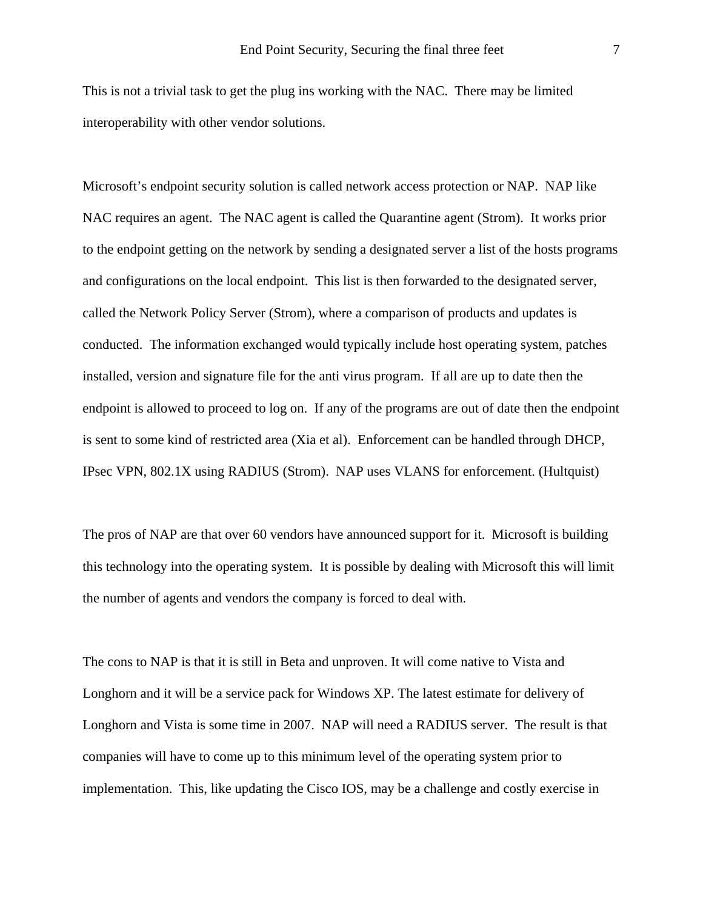This is not a trivial task to get the plug ins working with the NAC. There may be limited interoperability with other vendor solutions.

Microsoft's endpoint security solution is called network access protection or NAP. NAP like NAC requires an agent. The NAC agent is called the Quarantine agent (Strom). It works prior to the endpoint getting on the network by sending a designated server a list of the hosts programs and configurations on the local endpoint. This list is then forwarded to the designated server, called the Network Policy Server (Strom), where a comparison of products and updates is conducted. The information exchanged would typically include host operating system, patches installed, version and signature file for the anti virus program. If all are up to date then the endpoint is allowed to proceed to log on. If any of the programs are out of date then the endpoint is sent to some kind of restricted area (Xia et al). Enforcement can be handled through DHCP, IPsec VPN, 802.1X using RADIUS (Strom). NAP uses VLANS for enforcement. (Hultquist)

The pros of NAP are that over 60 vendors have announced support for it. Microsoft is building this technology into the operating system. It is possible by dealing with Microsoft this will limit the number of agents and vendors the company is forced to deal with.

The cons to NAP is that it is still in Beta and unproven. It will come native to Vista and Longhorn and it will be a service pack for Windows XP. The latest estimate for delivery of Longhorn and Vista is some time in 2007. NAP will need a RADIUS server. The result is that companies will have to come up to this minimum level of the operating system prior to implementation. This, like updating the Cisco IOS, may be a challenge and costly exercise in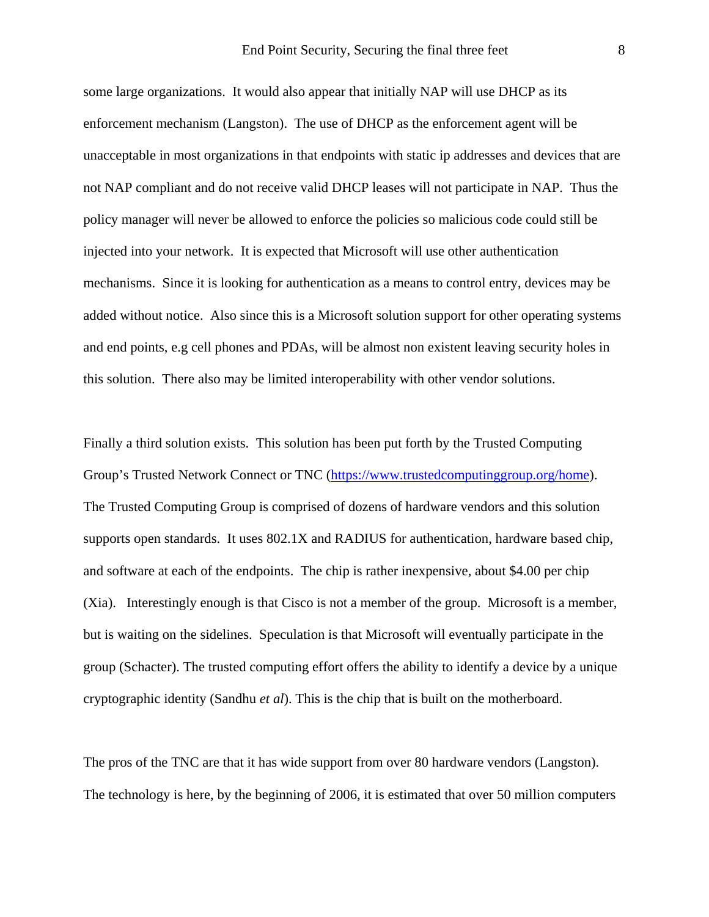some large organizations.  It would also appear that initially NAP will use DHCP as its enforcement mechanism (Langston).  The use of DHCP as the enforcement agent will be unacceptable in most organizations in that endpoints with static ip addresses and devices that are not NAP compliant and do not receive valid DHCP leases will not participate in NAP.  Thus the policy manager will never be allowed to enforce the policies so malicious code could still be injected into your network.  It is expected that Microsoft will use other authentication mechanisms.  Since it is looking for authentication as a means to control entry, devices may be added without notice.  Also since this is a Microsoft solution support for other operating systems and end points, e.g cell phones and PDAs, will be almost non existent leaving security holes in this solution.  There also may be limited interoperability with other vendor solutions.

Finally a third solution exists.  This solution has been put forth by the Trusted Computing Group's Trusted Network Connect or TNC ([https://www.trustedcomputinggroup.org/home](https://www.trustedcomputinggroup.org/home)). The Trusted Computing Group is comprised of dozens of hardware vendors and this solution supports open standards.  It uses 802.1X and RADIUS for authentication, hardware based chip, and software at each of the endpoints.  The chip is rather inexpensive, about $4.00 per chip (Xia).   Interestingly enough is that Cisco is not a member of the group.  Microsoft is a member, but is waiting on the sidelines.  Speculation is that Microsoft will eventually participate in the group (Schacter). The trusted computing effort offers the ability to identify a device by a unique cryptographic identity (Sandhu *et al*). This is the chip that is built on the motherboard.

The pros of the TNC are that it has wide support from over 80 hardware vendors (Langston). The technology is here, by the beginning of 2006, it is estimated that over 50 million computers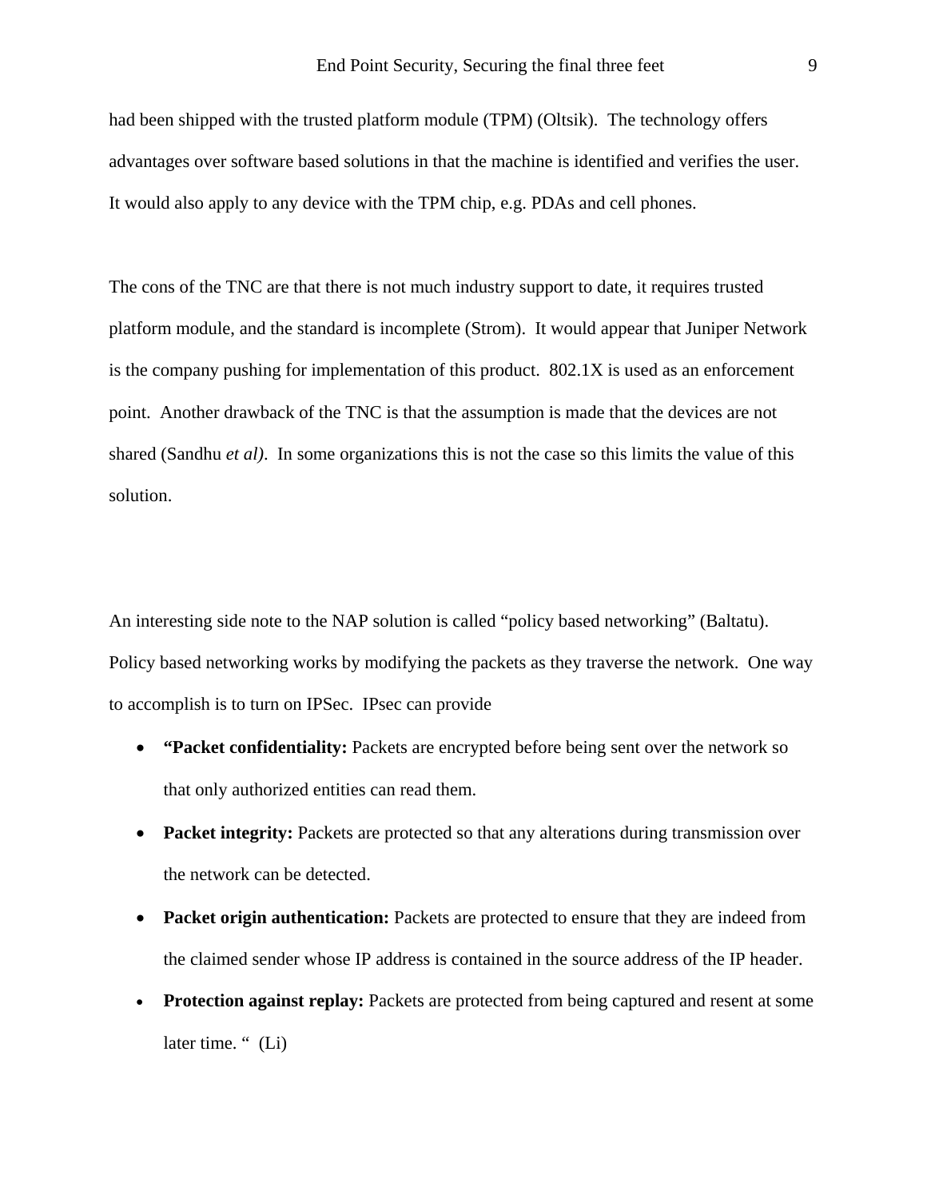had been shipped with the trusted platform module (TPM) (Oltsik). The technology offers advantages over software based solutions in that the machine is identified and verifies the user. It would also apply to any device with the TPM chip, e.g. PDAs and cell phones.

The cons of the TNC are that there is not much industry support to date, it requires trusted platform module, and the standard is incomplete (Strom). It would appear that Juniper Network is the company pushing for implementation of this product. 802.1X is used as an enforcement point. Another drawback of the TNC is that the assumption is made that the devices are not shared (Sandhu *et al)*. In some organizations this is not the case so this limits the value of this solution.

An interesting side note to the NAP solution is called "policy based networking" (Baltatu). Policy based networking works by modifying the packets as they traverse the network. One way to accomplish is to turn on IPSec. IPsec can provide

- **"Packet confidentiality:** Packets are encrypted before being sent over the network so that only authorized entities can read them.
- **Packet integrity:** Packets are protected so that any alterations during transmission over the network can be detected.
- **Packet origin authentication:** Packets are protected to ensure that they are indeed from the claimed sender whose IP address is contained in the source address of the IP header.
- **Protection against replay:** Packets are protected from being captured and resent at some later time. " (Li)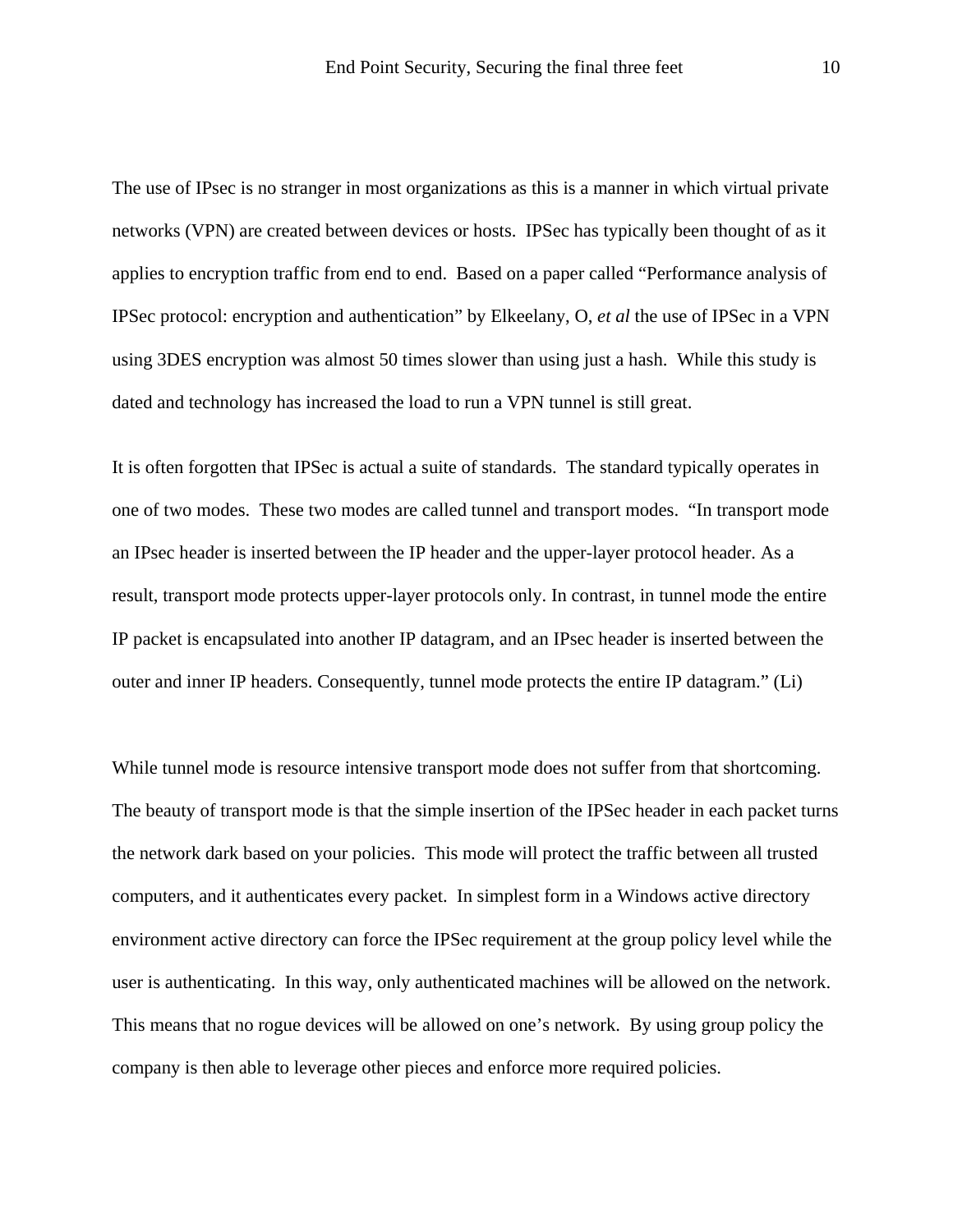The use of IPsec is no stranger in most organizations as this is a manner in which virtual private networks (VPN) are created between devices or hosts. IPSec has typically been thought of as it applies to encryption traffic from end to end. Based on a paper called "Performance analysis of IPSec protocol: encryption and authentication" by Elkeelany, O, *et al* the use of IPSec in a VPN using 3DES encryption was almost 50 times slower than using just a hash. While this study is dated and technology has increased the load to run a VPN tunnel is still great.

It is often forgotten that IPSec is actual a suite of standards. The standard typically operates in one of two modes. These two modes are called tunnel and transport modes. "In transport mode an IPsec header is inserted between the IP header and the upper-layer protocol header. As a result, transport mode protects upper-layer protocols only. In contrast, in tunnel mode the entire IP packet is encapsulated into another IP datagram, and an IPsec header is inserted between the outer and inner IP headers. Consequently, tunnel mode protects the entire IP datagram." (Li)

While tunnel mode is resource intensive transport mode does not suffer from that shortcoming. The beauty of transport mode is that the simple insertion of the IPSec header in each packet turns the network dark based on your policies. This mode will protect the traffic between all trusted computers, and it authenticates every packet. In simplest form in a Windows active directory environment active directory can force the IPSec requirement at the group policy level while the user is authenticating. In this way, only authenticated machines will be allowed on the network. This means that no rogue devices will be allowed on one's network. By using group policy the company is then able to leverage other pieces and enforce more required policies.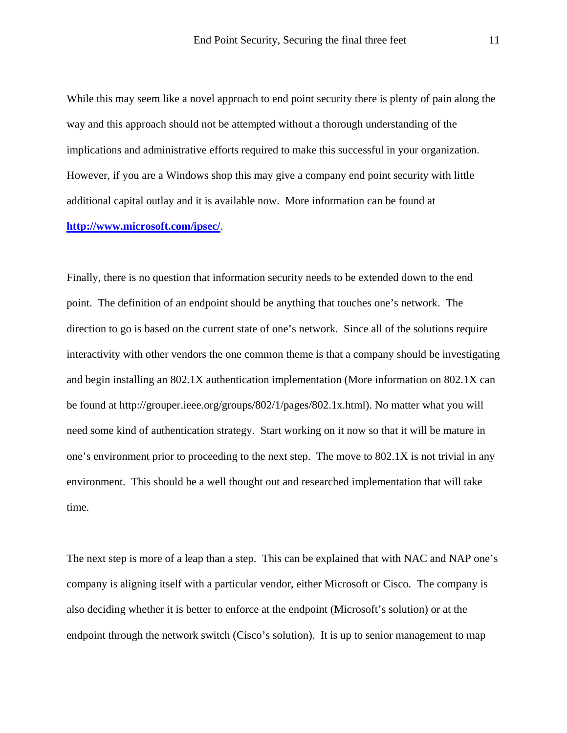While this may seem like a novel approach to end point security there is plenty of pain along the way and this approach should not be attempted without a thorough understanding of the implications and administrative efforts required to make this successful in your organization. However, if you are a Windows shop this may give a company end point security with little additional capital outlay and it is available now. More information can be found at **http://www.microsoft.com/ipsec/**.

Finally, there is no question that information security needs to be extended down to the end point. The definition of an endpoint should be anything that touches one's network. The direction to go is based on the current state of one's network. Since all of the solutions require interactivity with other vendors the one common theme is that a company should be investigating and begin installing an 802.1X authentication implementation (More information on 802.1X can be found at http://grouper.ieee.org/groups/802/1/pages/802.1x.html). No matter what you will need some kind of authentication strategy. Start working on it now so that it will be mature in one's environment prior to proceeding to the next step. The move to 802.1X is not trivial in any environment. This should be a well thought out and researched implementation that will take time.

The next step is more of a leap than a step. This can be explained that with NAC and NAP one's company is aligning itself with a particular vendor, either Microsoft or Cisco. The company is also deciding whether it is better to enforce at the endpoint (Microsoft's solution) or at the endpoint through the network switch (Cisco's solution). It is up to senior management to map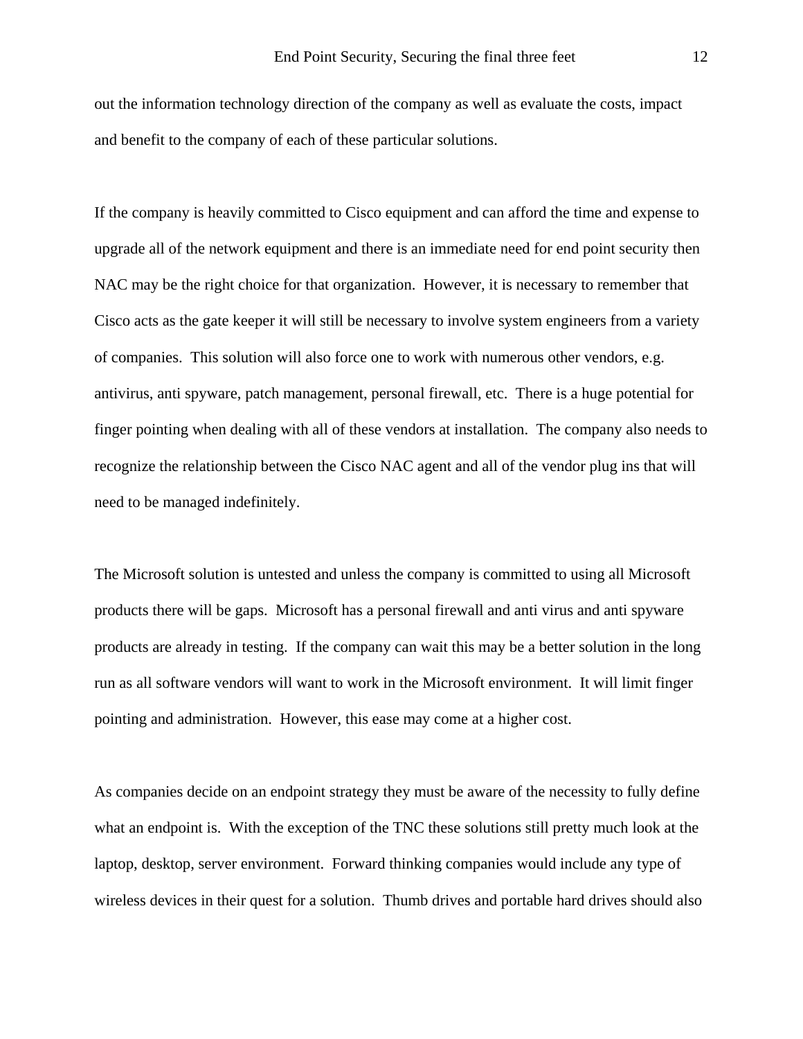out the information technology direction of the company as well as evaluate the costs, impact and benefit to the company of each of these particular solutions.

If the company is heavily committed to Cisco equipment and can afford the time and expense to upgrade all of the network equipment and there is an immediate need for end point security then NAC may be the right choice for that organization. However, it is necessary to remember that Cisco acts as the gate keeper it will still be necessary to involve system engineers from a variety of companies. This solution will also force one to work with numerous other vendors, e.g. antivirus, anti spyware, patch management, personal firewall, etc. There is a huge potential for finger pointing when dealing with all of these vendors at installation. The company also needs to recognize the relationship between the Cisco NAC agent and all of the vendor plug ins that will need to be managed indefinitely.

The Microsoft solution is untested and unless the company is committed to using all Microsoft products there will be gaps. Microsoft has a personal firewall and anti virus and anti spyware products are already in testing. If the company can wait this may be a better solution in the long run as all software vendors will want to work in the Microsoft environment. It will limit finger pointing and administration. However, this ease may come at a higher cost.

As companies decide on an endpoint strategy they must be aware of the necessity to fully define what an endpoint is. With the exception of the TNC these solutions still pretty much look at the laptop, desktop, server environment. Forward thinking companies would include any type of wireless devices in their quest for a solution. Thumb drives and portable hard drives should also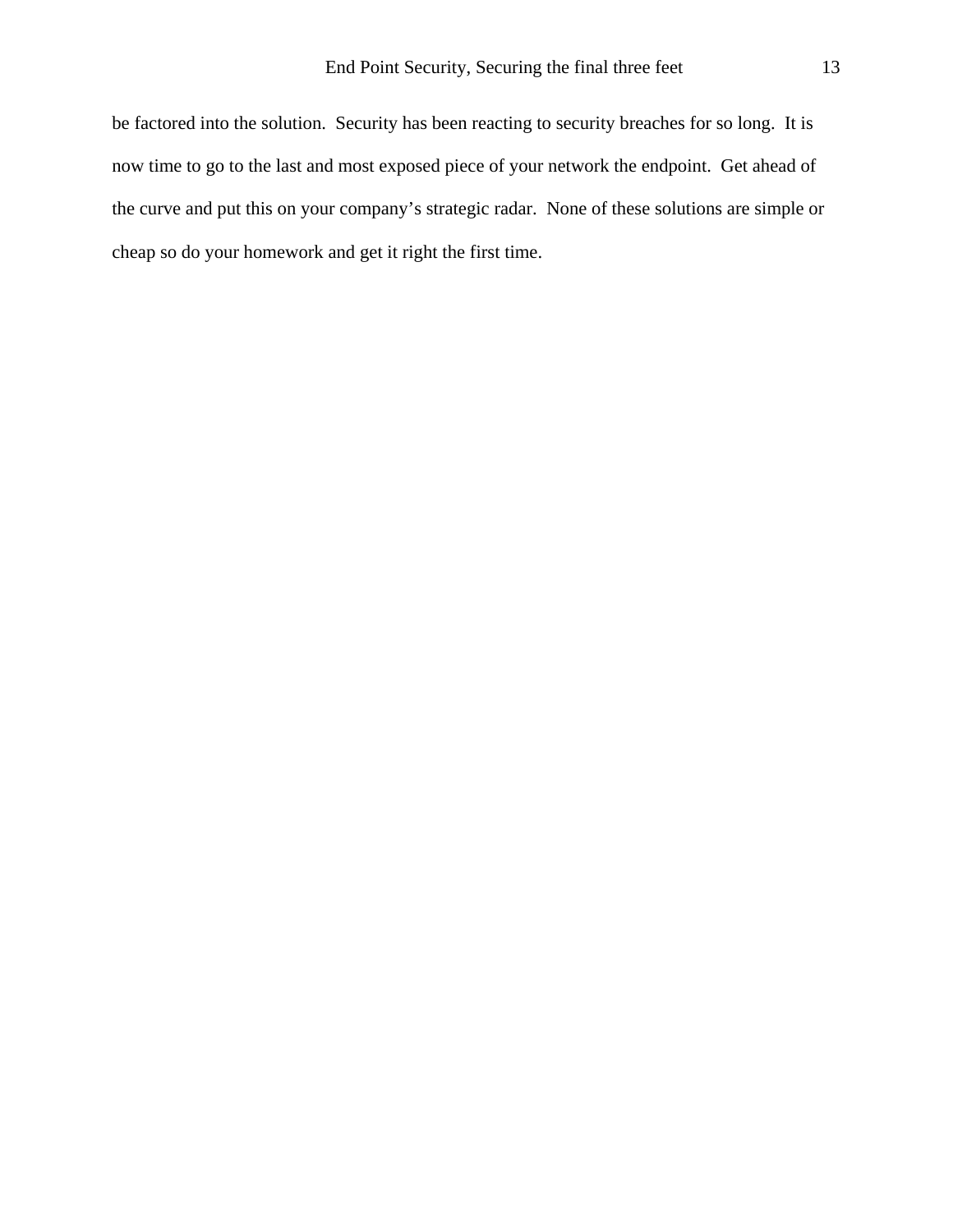be factored into the solution.  Security has been reacting to security breaches for so long.  It is now time to go to the last and most exposed piece of your network the endpoint.  Get ahead of the curve and put this on your company's strategic radar.  None of these solutions are simple or cheap so do your homework and get it right the first time.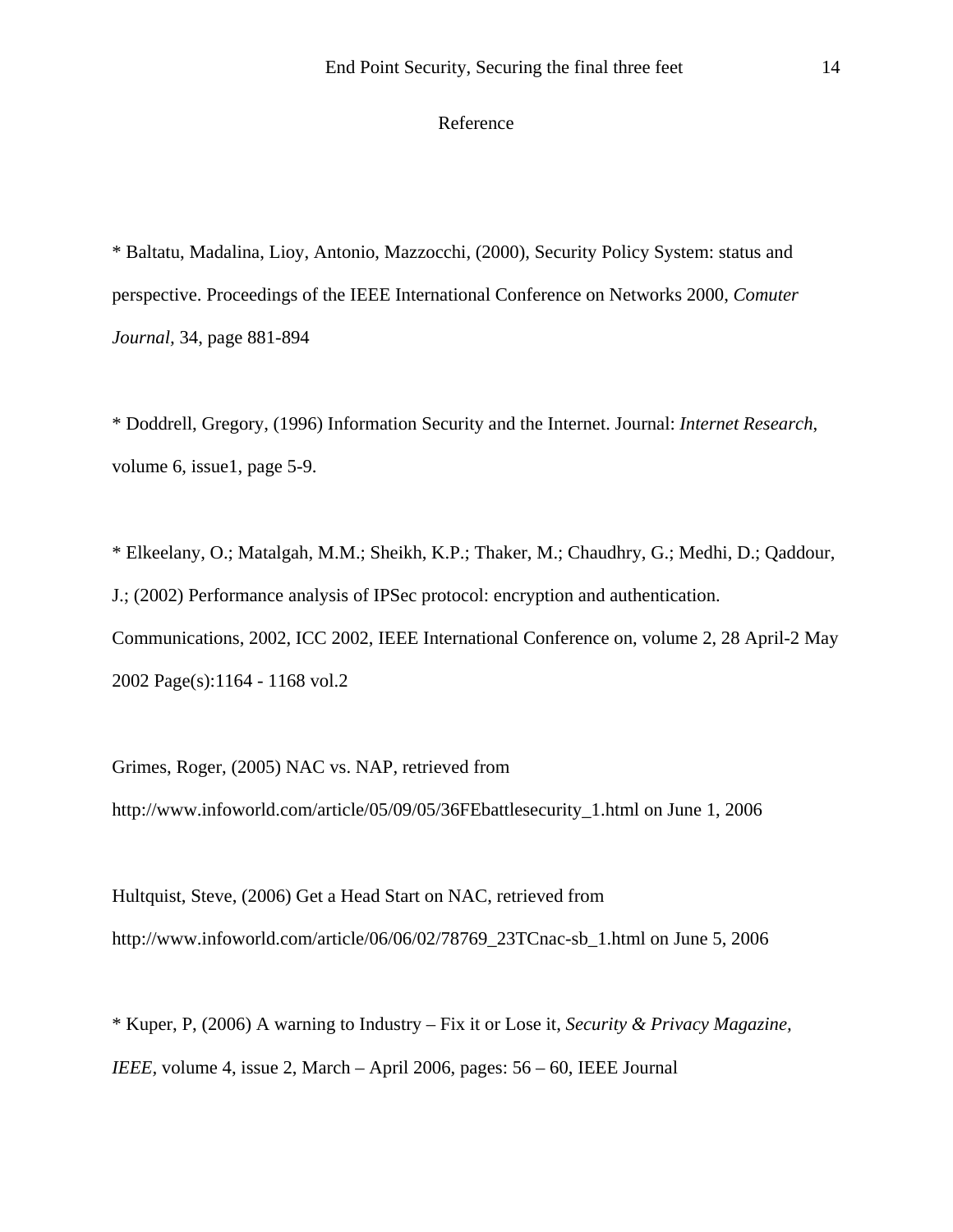# Reference

* Baltatu, Madalina, Lioy, Antonio, Mazzocchi, (2000), Security Policy System: status and perspective. Proceedings of the IEEE International Conference on Networks 2000, *Comuter Journal*, 34, page 881-894

* Doddrell, Gregory, (1996) Information Security and the Internet. Journal: *Internet Research*, volume 6, issue1, page 5-9.

* Elkeelany, O.; Matalgah, M.M.; Sheikh, K.P.; Thaker, M.; Chaudhry, G.; Medhi, D.; Qaddour, J.; (2002) Performance analysis of IPSec protocol: encryption and authentication. Communications, 2002, ICC 2002, IEEE International Conference on, volume 2, 28 April-2 May 2002 Page(s):1164 - 1168 vol.2

Grimes, Roger, (2005) NAC vs. NAP, retrieved from http://www.infoworld.com/article/05/09/05/36FEbattlesecurity_1.html on June 1, 2006

Hultquist, Steve, (2006) Get a Head Start on NAC, retrieved from http://www.infoworld.com/article/06/06/02/78769_23TCnac-sb_1.html on June 5, 2006

* Kuper, P, (2006) A warning to Industry – Fix it or Lose it, *Security & Privacy Magazine, IEEE,* volume 4, issue 2, March – April 2006, pages: 56 – 60, IEEE Journal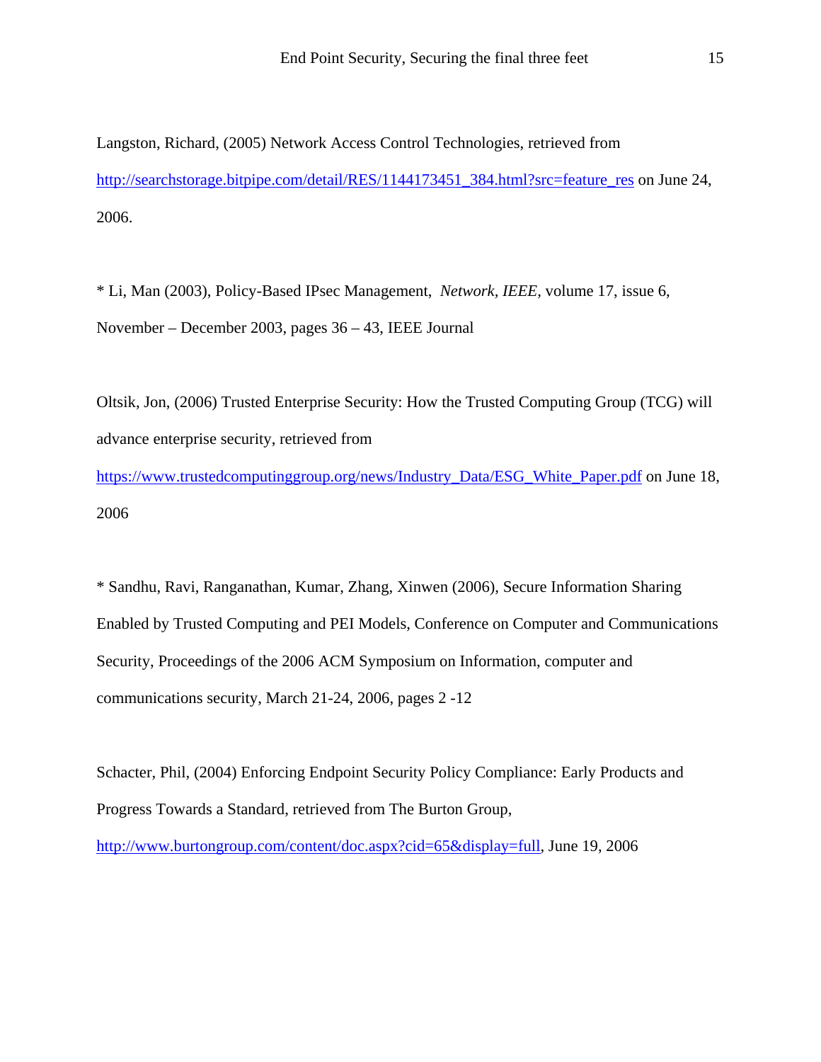Langston, Richard, (2005) Network Access Control Technologies, retrieved from http://searchstorage.bitpipe.com/detail/RES/1144173451_384.html?src=feature_res on June 24, 2006.

* Li, Man (2003), Policy-Based IPsec Management, *Network, IEEE,* volume 17, issue 6, November – December 2003, pages 36 – 43, IEEE Journal

Oltsik, Jon, (2006) Trusted Enterprise Security: How the Trusted Computing Group (TCG) will advance enterprise security, retrieved from https://www.trustedcomputinggroup.org/news/Industry_Data/ESG_White_Paper.pdf on June 18, 2006

* Sandhu, Ravi, Ranganathan, Kumar, Zhang, Xinwen (2006), Secure Information Sharing Enabled by Trusted Computing and PEI Models, Conference on Computer and Communications Security, Proceedings of the 2006 ACM Symposium on Information, computer and communications security, March 21-24, 2006, pages 2 -12

Schacter, Phil, (2004) Enforcing Endpoint Security Policy Compliance: Early Products and Progress Towards a Standard, retrieved from The Burton Group, http://www.burtongroup.com/content/doc.aspx?cid=65&display=full, June 19, 2006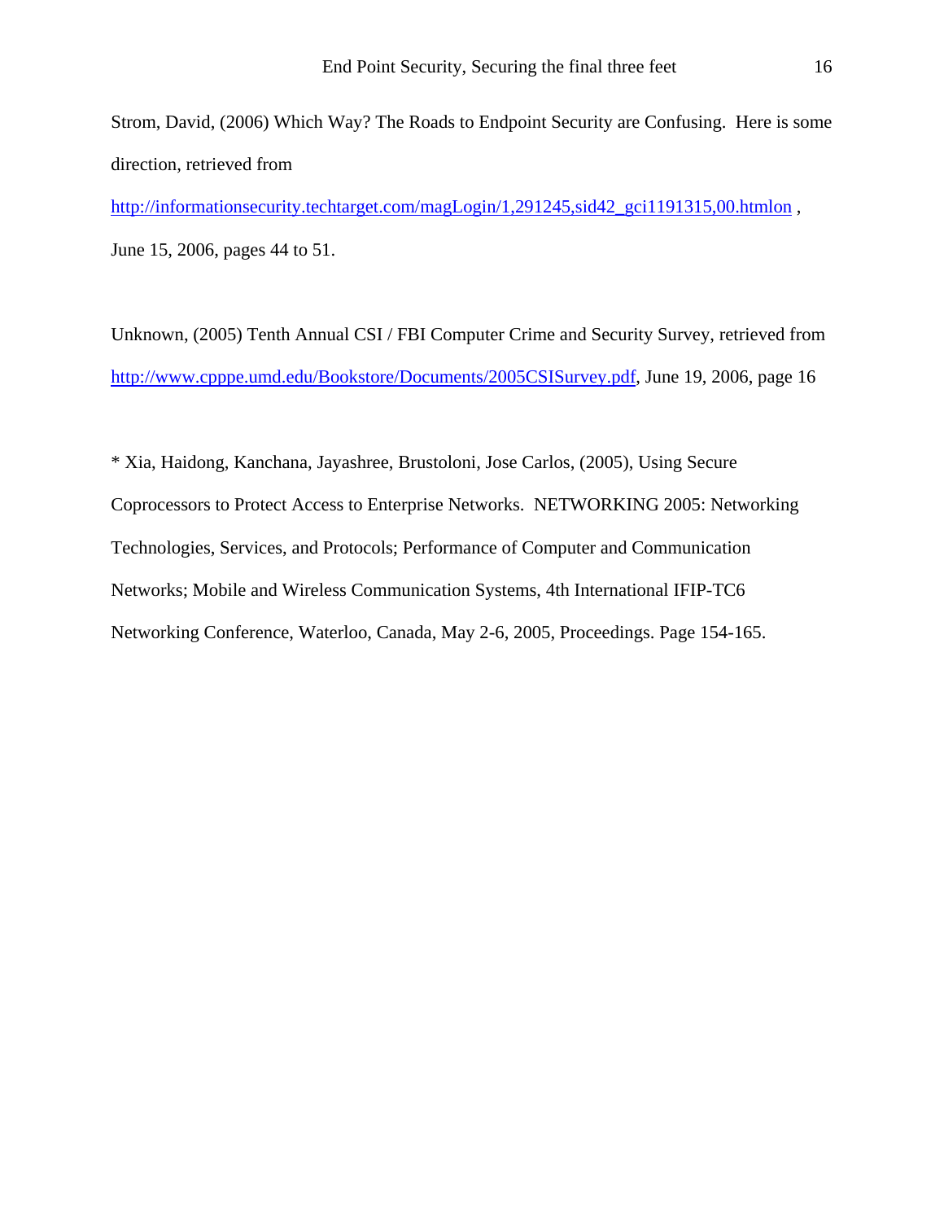Strom, David, (2006) Which Way? The Roads to Endpoint Security are Confusing. Here is some direction, retrieved from http://informationsecurity.techtarget.com/magLogin/1,291245,sid42_gci1191315,00.htmlon , June 15, 2006, pages 44 to 51.

Unknown, (2005) Tenth Annual CSI / FBI Computer Crime and Security Survey, retrieved from http://www.cpppe.umd.edu/Bookstore/Documents/2005CSISurvey.pdf, June 19, 2006, page 16

* Xia, Haidong, Kanchana, Jayashree, Brustoloni, Jose Carlos, (2005), Using Secure Coprocessors to Protect Access to Enterprise Networks. NETWORKING 2005: Networking Technologies, Services, and Protocols; Performance of Computer and Communication Networks; Mobile and Wireless Communication Systems, 4th International IFIP-TC6 Networking Conference, Waterloo, Canada, May 2-6, 2005, Proceedings. Page 154-165.